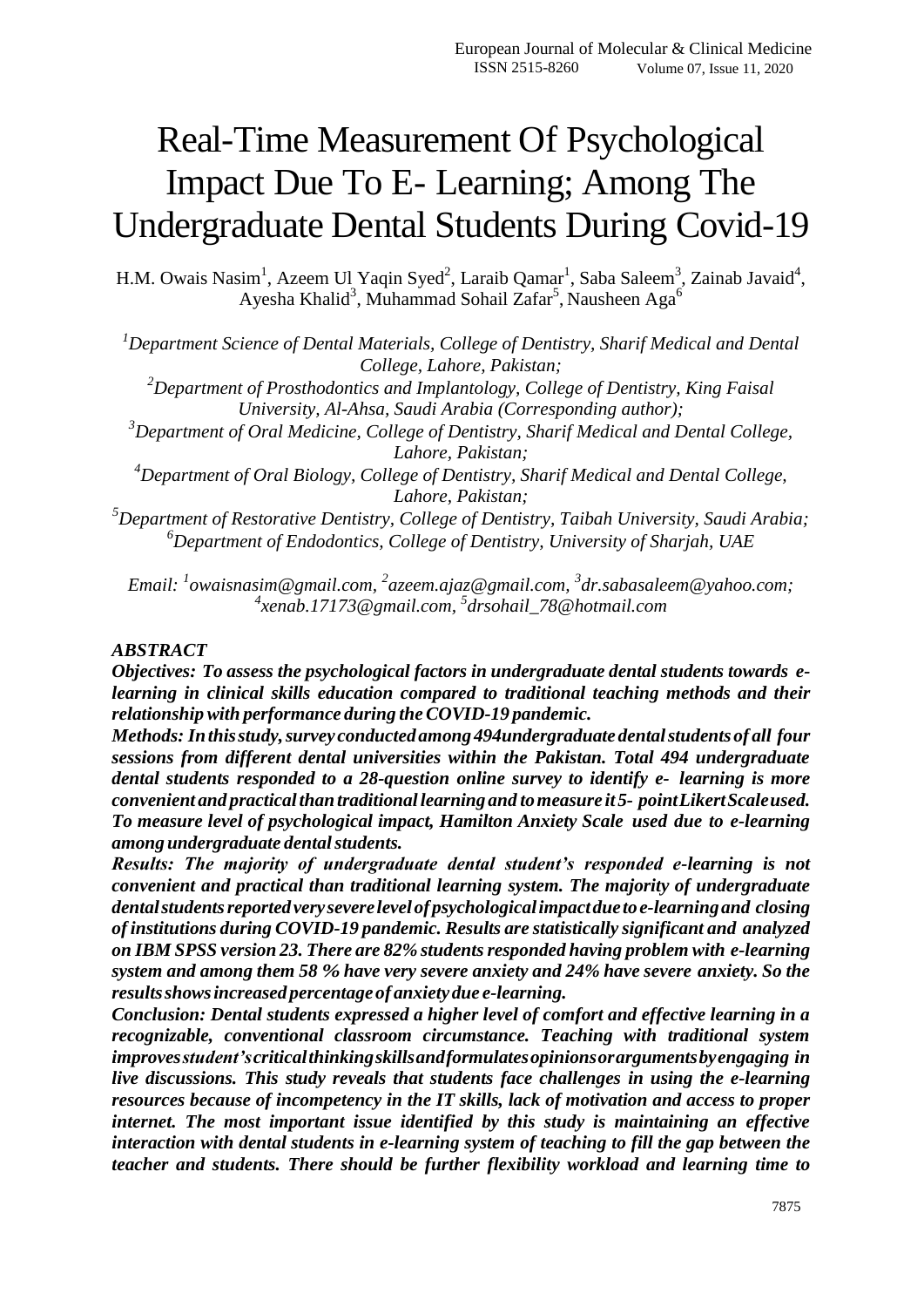# Real-Time Measurement Of Psychological Impact Due To E- Learning; Among The Undergraduate Dental Students During Covid-19

H.M. Owais Nasim[1], Azeem Ul Yaqin Syed[2], Laraib Qamar[1], Saba Saleem[3], Zainab Javaid[4], Ayesha Khalid[3], Muhammad Sohail Zafar[5], Nausheen Aga[6]

*[1]Department Science of Dental Materials, College of Dentistry, Sharif Medical and Dental College, Lahore, Pakistan;*
*[2]Department of Prosthodontics and Implantology, College of Dentistry, King Faisal University, Al-Ahsa, Saudi Arabia (Corresponding author);*
*[3]Department of Oral Medicine, College of Dentistry, Sharif Medical and Dental College, Lahore, Pakistan;*
*[4]Department of Oral Biology, College of Dentistry, Sharif Medical and Dental College, Lahore, Pakistan;*
*[5]Department of Restorative Dentistry, College of Dentistry, Taibah University, Saudi Arabia;*
*[6]Department of Endodontics, College of Dentistry, University of Sharjah, UAE*

*Email: [1]owaisnasim@gmail.com, [2]azeem.ajaz@gmail.com, [3]dr.sabasaleem@yahoo.com; [4]xenab.17173@gmail.com, [5]drsohail_78@hotmail.com*

## ABSTRACT

***Objectives: To assess the psychological factors in undergraduate dental students towards e-learning in clinical skills education compared to traditional teaching methods and their relationship with performance during the COVID-19 pandemic.***

***Methods: In this study, survey conducted among 494undergraduate dental students of all four sessions from different dental universities within the Pakistan. Total 494 undergraduate dental students responded to a 28-question online survey to identify e- learning is more convenient and practical than traditional learning and to measure it 5- point Likert Scale used. To measure level of psychological impact, Hamilton Anxiety Scale used due to e-learning among undergraduate dental students.***

***Results: The majority of undergraduate dental student's responded e-learning is not convenient and practical than traditional learning system. The majority of undergraduate dental students reported very severe level of psychological impact due to e-learning and closing of institutions during COVID-19 pandemic. Results are statistically significant and analyzed on IBM SPSS version 23. There are 82% students responded having problem with e-learning system and among them 58 % have very severe anxiety and 24% have severe anxiety. So the results shows increased percentage of anxiety due e-learning.***

***Conclusion: Dental students expressed a higher level of comfort and effective learning in a recognizable, conventional classroom circumstance. Teaching with traditional system improves student's critical thinking skills and formulates opinions or arguments by engaging in live discussions. This study reveals that students face challenges in using the e-learning resources because of incompetency in the IT skills, lack of motivation and access to proper internet. The most important issue identified by this study is maintaining an effective interaction with dental students in e-learning system of teaching to fill the gap between the teacher and students. There should be further flexibility workload and learning time to***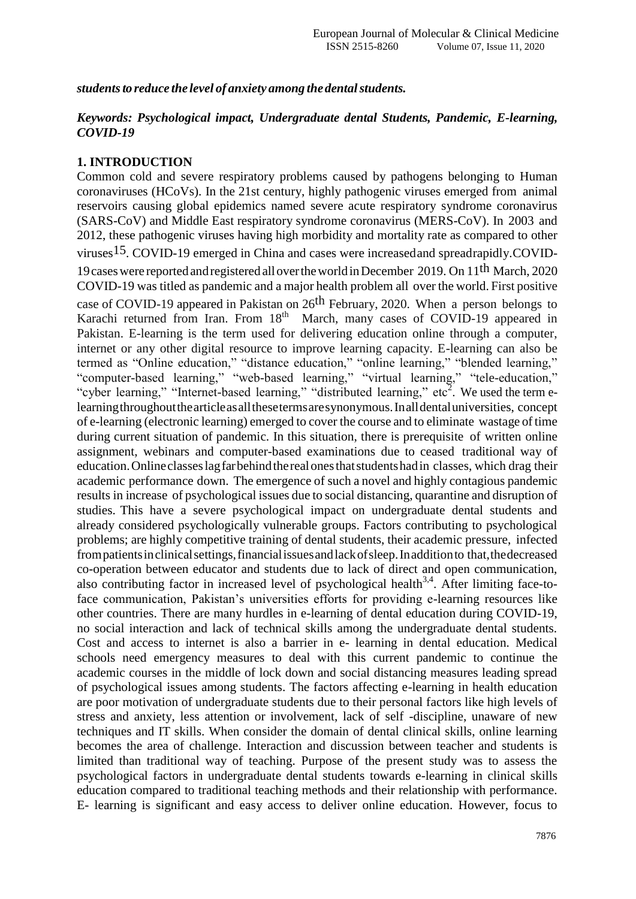***students to reduce the level of anxiety among the dental students.***

***Keywords: Psychological impact, Undergraduate dental Students, Pandemic, E-learning, COVID-19***

## 1. INTRODUCTION

Common cold and severe respiratory problems caused by pathogens belonging to Human coronaviruses (HCoVs). In the 21st century, highly pathogenic viruses emerged from animal reservoirs causing global epidemics named severe acute respiratory syndrome coronavirus (SARS-CoV) and Middle East respiratory syndrome coronavirus (MERS-CoV). In 2003 and 2012, these pathogenic viruses having high morbidity and mortality rate as compared to other viruses[15]. COVID-19 emerged in China and cases were increased and spread rapidly. COVID-19 cases were reported and registered all over the world in December 2019. On 11th March, 2020 COVID-19 was titled as pandemic and a major health problem all over the world. First positive case of COVID-19 appeared in Pakistan on 26th February, 2020. When a person belongs to Karachi returned from Iran. From 18th March, many cases of COVID-19 appeared in Pakistan. E-learning is the term used for delivering education online through a computer, internet or any other digital resource to improve learning capacity. E-learning can also be termed as "Online education," "distance education," "online learning," "blended learning," "computer-based learning," "web-based learning," "virtual learning," "tele-education," "cyber learning," "Internet-based learning," "distributed learning," etc[2]. We used the term e-learning throughout the article as all these terms are synonymous. In all dental universities, concept of e-learning (electronic learning) emerged to cover the course and to eliminate wastage of time during current situation of pandemic. In this situation, there is prerequisite of written online assignment, webinars and computer-based examinations due to ceased traditional way of education. Online classes lag far behind the real ones that students had in classes, which drag their academic performance down. The emergence of such a novel and highly contagious pandemic results in increase of psychological issues due to social distancing, quarantine and disruption of studies. This have a severe psychological impact on undergraduate dental students and already considered psychologically vulnerable groups. Factors contributing to psychological problems; are highly competitive training of dental students, their academic pressure, infected from patients in clinical settings, financial issues and lack of sleep. In addition to that, the decreased co-operation between educator and students due to lack of direct and open communication, also contributing factor in increased level of psychological health[3,4]. After limiting face-to-face communication, Pakistan's universities efforts for providing e-learning resources like other countries. There are many hurdles in e-learning of dental education during COVID-19, no social interaction and lack of technical skills among the undergraduate dental students. Cost and access to internet is also a barrier in e- learning in dental education. Medical schools need emergency measures to deal with this current pandemic to continue the academic courses in the middle of lock down and social distancing measures leading spread of psychological issues among students. The factors affecting e-learning in health education are poor motivation of undergraduate students due to their personal factors like high levels of stress and anxiety, less attention or involvement, lack of self -discipline, unaware of new techniques and IT skills. When consider the domain of dental clinical skills, online learning becomes the area of challenge. Interaction and discussion between teacher and students is limited than traditional way of teaching. Purpose of the present study was to assess the psychological factors in undergraduate dental students towards e-learning in clinical skills education compared to traditional teaching methods and their relationship with performance. E- learning is significant and easy access to deliver online education. However, focus to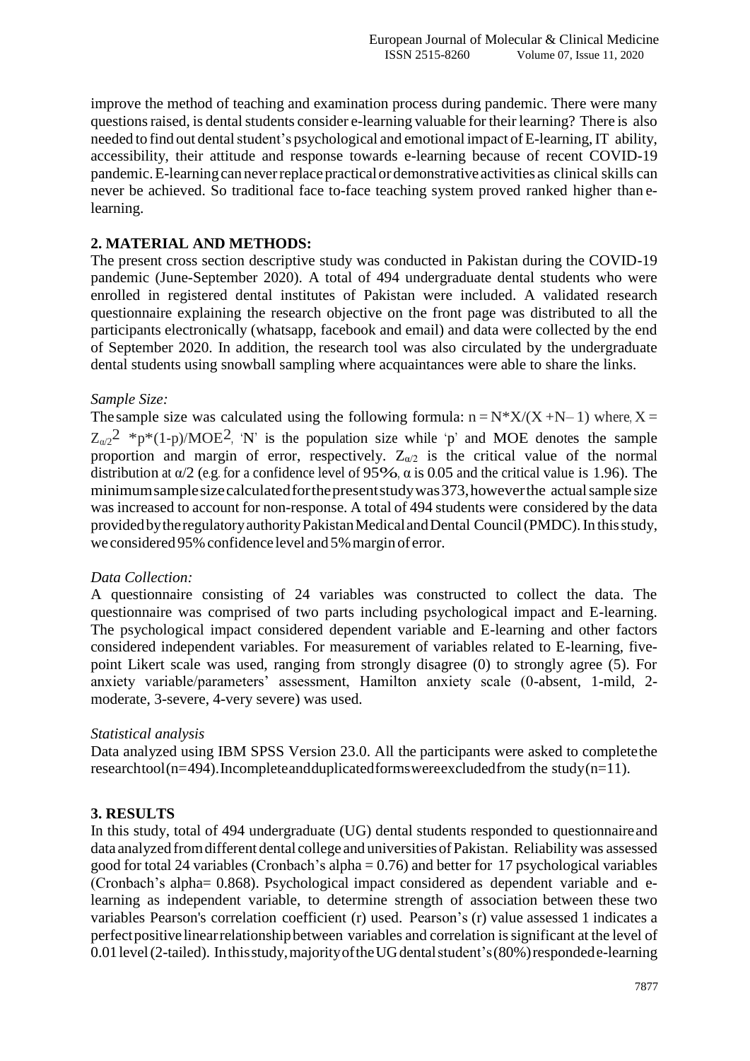improve the method of teaching and examination process during pandemic. There were many questions raised, is dental students consider e-learning valuable for their learning? There is also needed to find out dental student's psychological and emotional impact of E-learning, IT ability, accessibility, their attitude and response towards e-learning because of recent COVID-19 pandemic. E-learning can never replace practical or demonstrative activities as clinical skills can never be achieved. So traditional face to-face teaching system proved ranked higher than e-learning.

## 2. MATERIAL AND METHODS:

The present cross section descriptive study was conducted in Pakistan during the COVID-19 pandemic (June-September 2020). A total of 494 undergraduate dental students who were enrolled in registered dental institutes of Pakistan were included. A validated research questionnaire explaining the research objective on the front page was distributed to all the participants electronically (whatsapp, facebook and email) and data were collected by the end of September 2020. In addition, the research tool was also circulated by the undergraduate dental students using snowball sampling where acquaintances were able to share the links.

*Sample Size:*

The sample size was calculated using the following formula: $n = N*X/(X + N - 1)$ where, $X = Z_{\alpha/2}{}^2 * p*(1-p)/MOE^2$, 'N' is the population size while 'p' and MOE denotes the sample proportion and margin of error, respectively. $Z_{\alpha/2}$ is the critical value of the normal distribution at $\alpha/2$ (e.g. for a confidence level of 95%, $\alpha$ is 0.05 and the critical value is 1.96). The minimum sample size calculated for the present study was 373, however the actual sample size was increased to account for non-response. A total of 494 students were considered by the data provided by the regulatory authority Pakistan Medical and Dental Council (PMDC). In this study, we considered 95% confidence level and 5% margin of error.

*Data Collection:*

A questionnaire consisting of 24 variables was constructed to collect the data. The questionnaire was comprised of two parts including psychological impact and E-learning. The psychological impact considered dependent variable and E-learning and other factors considered independent variables. For measurement of variables related to E-learning, five-point Likert scale was used, ranging from strongly disagree (0) to strongly agree (5). For anxiety variable/parameters' assessment, Hamilton anxiety scale (0-absent, 1-mild, 2-moderate, 3-severe, 4-very severe) was used.

*Statistical analysis*

Data analyzed using IBM SPSS Version 23.0. All the participants were asked to complete the research tool (n=494). Incomplete and duplicated forms were excluded from the study (n=11).

## 3. RESULTS

In this study, total of 494 undergraduate (UG) dental students responded to questionnaire and data analyzed from different dental college and universities of Pakistan. Reliability was assessed good for total 24 variables (Cronbach's alpha = 0.76) and better for 17 psychological variables (Cronbach's alpha= 0.868). Psychological impact considered as dependent variable and e-learning as independent variable, to determine strength of association between these two variables Pearson's correlation coefficient (r) used. Pearson's (r) value assessed 1 indicates a perfect positive linear relationship between variables and correlation is significant at the level of 0.01 level (2-tailed). In this study, majority of the UG dental student's (80%) responded e-learning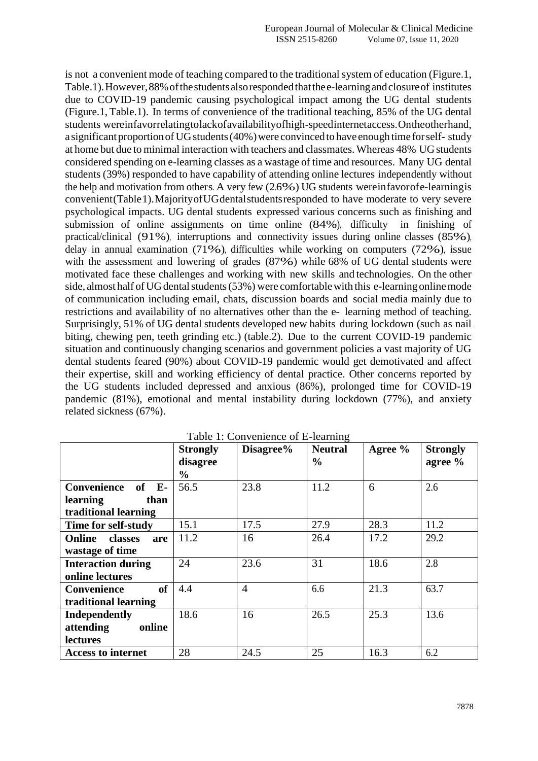is not a convenient mode of teaching compared to the traditional system of education (Figure.1, Table.1). However, 88% of the students also responded that the e-learning and closure of institutes due to COVID-19 pandemic causing psychological impact among the UG dental students (Figure.1, Table.1). In terms of convenience of the traditional teaching, 85% of the UG dental students were in favor relating to lack of availability of high-speed internet access. On the other hand, a significant proportion of UG students (40%) were convinced to have enough time for self- study at home but due to minimal interaction with teachers and classmates. Whereas 48% UG students considered spending on e-learning classes as a wastage of time and resources. Many UG dental students (39%) responded to have capability of attending online lectures independently without the help and motivation from others. A very few (2.6%) UG students were in favor of e-learning is convenient (Table 1). Majority of UG dental students responded to have moderate to very severe psychological impacts. UG dental students expressed various concerns such as finishing and submission of online assignments on time online (84%), difficulty in finishing of practical/clinical (91%), interruptions and connectivity issues during online classes (85%), delay in annual examination (71%), difficulties while working on computers (72%), issue with the assessment and lowering of grades (87%) while 68% of UG dental students were motivated face these challenges and working with new skills and technologies. On the other side, almost half of UG dental students (53%) were comfortable with this e-learning online mode of communication including email, chats, discussion boards and social media mainly due to restrictions and availability of no alternatives other than the e- learning method of teaching. Surprisingly, 51% of UG dental students developed new habits during lockdown (such as nail biting, chewing pen, teeth grinding etc.) (table.2). Due to the current COVID-19 pandemic situation and continuously changing scenarios and government policies a vast majority of UG dental students feared (90%) about COVID-19 pandemic would get demotivated and affect their expertise, skill and working efficiency of dental practice. Other concerns reported by the UG students included depressed and anxious (86%), prolonged time for COVID-19 pandemic (81%), emotional and mental instability during lockdown (77%), and anxiety related sickness (67%).

Table 1: Convenience of E-learning

| | **Strongly disagree %** | **Disagree%** | **Neutral %** | **Agree %** | **Strongly agree %** |
|---|---|---|---|---|---|
| **Convenience of E-learning than traditional learning** | 56.5 | 23.8 | 11.2 | 6 | 2.6 |
| **Time for self-study** | 15.1 | 17.5 | 27.9 | 28.3 | 11.2 |
| **Online classes are wastage of time** | 11.2 | 16 | 26.4 | 17.2 | 29.2 |
| **Interaction during online lectures** | 24 | 23.6 | 31 | 18.6 | 2.8 |
| **Convenience of traditional learning** | 4.4 | 4 | 6.6 | 21.3 | 63.7 |
| **Independently attending online lectures** | 18.6 | 16 | 26.5 | 25.3 | 13.6 |
| **Access to internet** | 28 | 24.5 | 25 | 16.3 | 6.2 |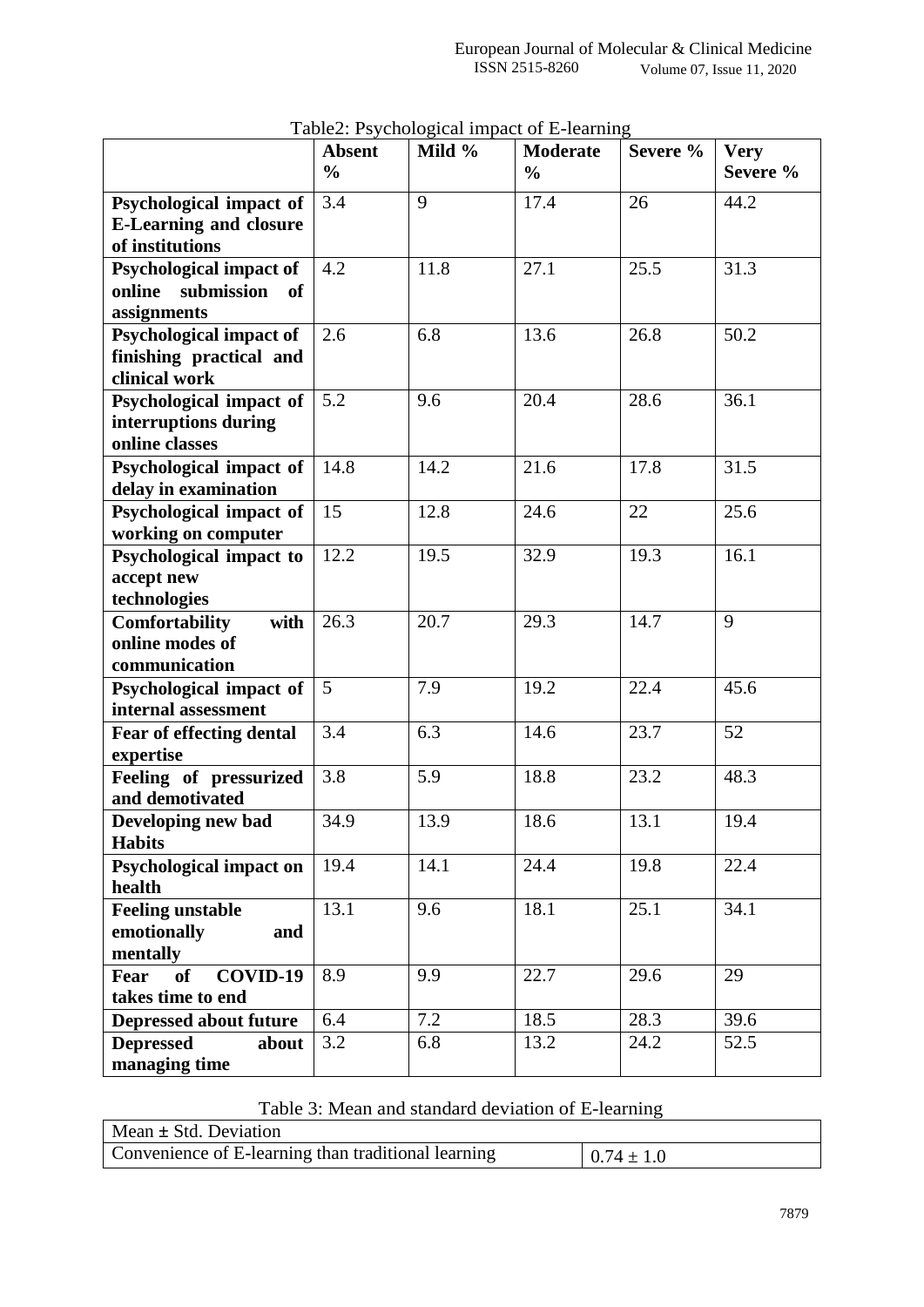Table2: Psychological impact of E-learning

| | Absent % | Mild % | Moderate % | Severe % | Very Severe % |
|---|---|---|---|---|---|
| **Psychological impact of E-Learning and closure of institutions** | 3.4 | 9 | 17.4 | 26 | 44.2 |
| **Psychological impact of online submission of assignments** | 4.2 | 11.8 | 27.1 | 25.5 | 31.3 |
| **Psychological impact of finishing practical and clinical work** | 2.6 | 6.8 | 13.6 | 26.8 | 50.2 |
| **Psychological impact of interruptions during online classes** | 5.2 | 9.6 | 20.4 | 28.6 | 36.1 |
| **Psychological impact of delay in examination** | 14.8 | 14.2 | 21.6 | 17.8 | 31.5 |
| **Psychological impact of working on computer** | 15 | 12.8 | 24.6 | 22 | 25.6 |
| **Psychological impact to accept new technologies** | 12.2 | 19.5 | 32.9 | 19.3 | 16.1 |
| **Comfortability with online modes of communication** | 26.3 | 20.7 | 29.3 | 14.7 | 9 |
| **Psychological impact of internal assessment** | 5 | 7.9 | 19.2 | 22.4 | 45.6 |
| **Fear of effecting dental expertise** | 3.4 | 6.3 | 14.6 | 23.7 | 52 |
| **Feeling of pressurized and demotivated** | 3.8 | 5.9 | 18.8 | 23.2 | 48.3 |
| **Developing new bad Habits** | 34.9 | 13.9 | 18.6 | 13.1 | 19.4 |
| **Psychological impact on health** | 19.4 | 14.1 | 24.4 | 19.8 | 22.4 |
| **Feeling unstable emotionally and mentally** | 13.1 | 9.6 | 18.1 | 25.1 | 34.1 |
| **Fear of COVID-19 takes time to end** | 8.9 | 9.9 | 22.7 | 29.6 | 29 |
| **Depressed about future** | 6.4 | 7.2 | 18.5 | 28.3 | 39.6 |
| **Depressed about managing time** | 3.2 | 6.8 | 13.2 | 24.2 | 52.5 |

Table 3: Mean and standard deviation of E-learning

| Mean ± Std. Deviation | |
|---|---|
| Convenience of E-learning than traditional learning | 0.74 ± 1.0 |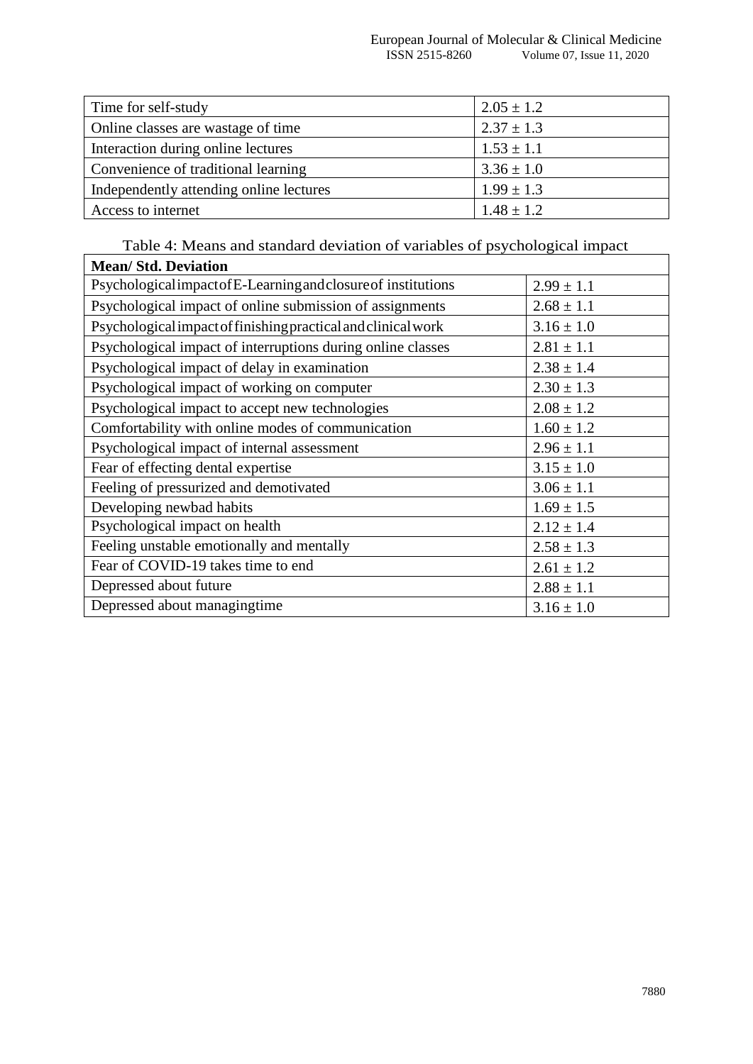| | |
|---|---|
| Time for self-study | 2.05 ± 1.2 |
| Online classes are wastage of time | 2.37 ± 1.3 |
| Interaction during online lectures | 1.53 ± 1.1 |
| Convenience of traditional learning | 3.36 ± 1.0 |
| Independently attending online lectures | 1.99 ± 1.3 |
| Access to internet | 1.48 ± 1.2 |

Table 4: Means and standard deviation of variables of psychological impact

| **Mean/ Std. Deviation** | |
|---|---|
| Psychological impact of E-Learning and closure of institutions | 2.99 ± 1.1 |
| Psychological impact of online submission of assignments | 2.68 ± 1.1 |
| Psychological impact of finishing practical and clinical work | 3.16 ± 1.0 |
| Psychological impact of interruptions during online classes | 2.81 ± 1.1 |
| Psychological impact of delay in examination | 2.38 ± 1.4 |
| Psychological impact of working on computer | 2.30 ± 1.3 |
| Psychological impact to accept new technologies | 2.08 ± 1.2 |
| Comfortability with online modes of communication | 1.60 ± 1.2 |
| Psychological impact of internal assessment | 2.96 ± 1.1 |
| Fear of effecting dental expertise | 3.15 ± 1.0 |
| Feeling of pressurized and demotivated | 3.06 ± 1.1 |
| Developing newbad habits | 1.69 ± 1.5 |
| Psychological impact on health | 2.12 ± 1.4 |
| Feeling unstable emotionally and mentally | 2.58 ± 1.3 |
| Fear of COVID-19 takes time to end | 2.61 ± 1.2 |
| Depressed about future | 2.88 ± 1.1 |
| Depressed about managingtime | 3.16 ± 1.0 |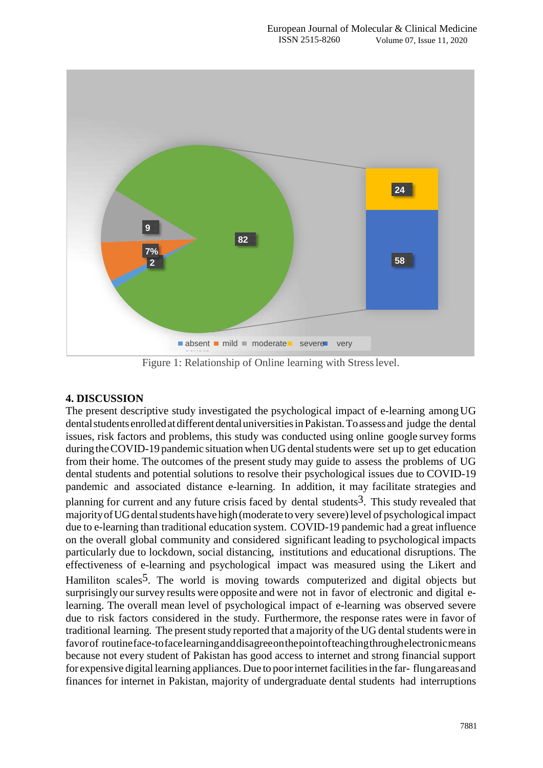Figure 1: Relationship of Online learning with Stress level.

## 4. DISCUSSION

The present descriptive study investigated the psychological impact of e-learning among UG dental students enrolled at different dental universities in Pakistan. To assess and judge the dental issues, risk factors and problems, this study was conducted using online google survey forms during the COVID-19 pandemic situation when UG dental students were set up to get education from their home. The outcomes of the present study may guide to assess the problems of UG dental students and potential solutions to resolve their psychological issues due to COVID-19 pandemic and associated distance e-learning. In addition, it may facilitate strategies and planning for current and any future crisis faced by dental students[3]. This study revealed that majority of UG dental students have high (moderate to very severe) level of psychological impact due to e-learning than traditional education system. COVID-19 pandemic had a great influence on the overall global community and considered significant leading to psychological impacts particularly due to lockdown, social distancing, institutions and educational disruptions. The effectiveness of e-learning and psychological impact was measured using the Likert and Hamiliton scales[5]. The world is moving towards computerized and digital objects but surprisingly our survey results were opposite and were not in favor of electronic and digital e-learning. The overall mean level of psychological impact of e-learning was observed severe due to risk factors considered in the study. Furthermore, the response rates were in favor of traditional learning. The present study reported that a majority of the UG dental students were in favor of routine face-to face learning and disagree on the point of teaching through electronic means because not every student of Pakistan has good access to internet and strong financial support for expensive digital learning appliances. Due to poor internet facilities in the far- flung areas and finances for internet in Pakistan, majority of undergraduate dental students had interruptions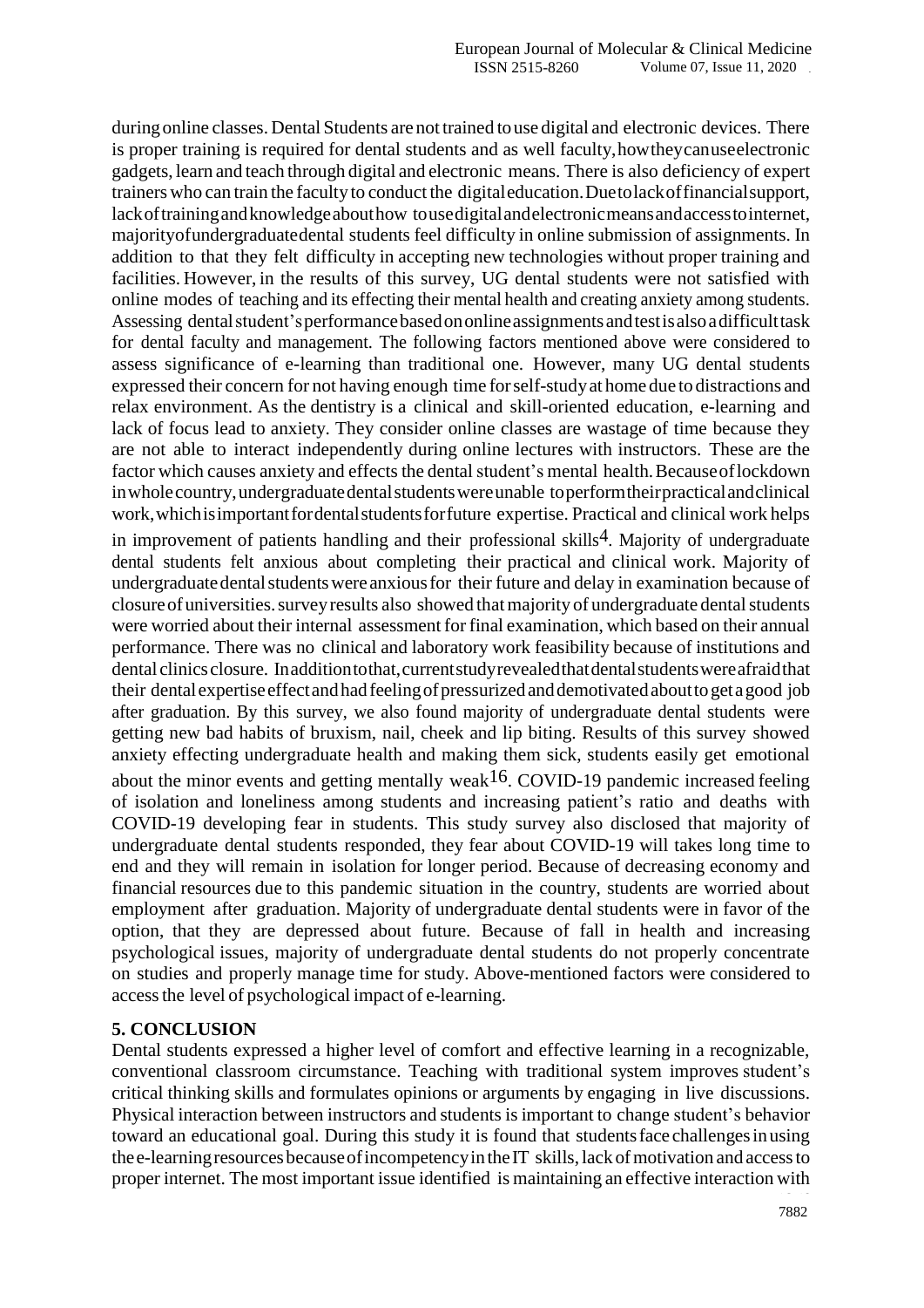during online classes. Dental Students are not trained to use digital and electronic devices. There is proper training is required for dental students and as well faculty, how they can use electronic gadgets, learn and teach through digital and electronic means. There is also deficiency of expert trainers who can train the faculty to conduct the digital education. Due to lack of financial support, lack of training and knowledge about how to use digital and electronic means and access to internet, majority of undergraduate dental students feel difficulty in online submission of assignments. In addition to that they felt difficulty in accepting new technologies without proper training and facilities. However, in the results of this survey, UG dental students were not satisfied with online modes of teaching and its effecting their mental health and creating anxiety among students. Assessing dental student's performance based on online assignments and test is also a difficult task for dental faculty and management. The following factors mentioned above were considered to assess significance of e-learning than traditional one. However, many UG dental students expressed their concern for not having enough time for self-study at home due to distractions and relax environment. As the dentistry is a clinical and skill-oriented education, e-learning and lack of focus lead to anxiety. They consider online classes are wastage of time because they are not able to interact independently during online lectures with instructors. These are the factor which causes anxiety and effects the dental student's mental health. Because of lockdown in whole country, undergraduate dental students were unable to perform their practical and clinical work, which is important for dental students for future expertise. Practical and clinical work helps in improvement of patients handling and their professional skills[4]. Majority of undergraduate dental students felt anxious about completing their practical and clinical work. Majority of undergraduate dental students were anxious for their future and delay in examination because of closure of universities. survey results also showed that majority of undergraduate dental students were worried about their internal assessment for final examination, which based on their annual performance. There was no clinical and laboratory work feasibility because of institutions and dental clinics closure. In addition to that, current study revealed that dental students were afraid that their dental expertise effect and had feeling of pressurized and demotivated about to get a good job after graduation. By this survey, we also found majority of undergraduate dental students were getting new bad habits of bruxism, nail, cheek and lip biting. Results of this survey showed anxiety effecting undergraduate health and making them sick, students easily get emotional about the minor events and getting mentally weak[16]. COVID-19 pandemic increased feeling of isolation and loneliness among students and increasing patient's ratio and deaths with COVID-19 developing fear in students. This study survey also disclosed that majority of undergraduate dental students responded, they fear about COVID-19 will takes long time to end and they will remain in isolation for longer period. Because of decreasing economy and financial resources due to this pandemic situation in the country, students are worried about employment after graduation. Majority of undergraduate dental students were in favor of the option, that they are depressed about future. Because of fall in health and increasing psychological issues, majority of undergraduate dental students do not properly concentrate on studies and properly manage time for study. Above-mentioned factors were considered to access the level of psychological impact of e-learning.

## 5. CONCLUSION

Dental students expressed a higher level of comfort and effective learning in a recognizable, conventional classroom circumstance. Teaching with traditional system improves student's critical thinking skills and formulates opinions or arguments by engaging in live discussions. Physical interaction between instructors and students is important to change student's behavior toward an educational goal. During this study it is found that students face challenges in using the e-learning resources because of incompetency in the IT skills, lack of motivation and access to proper internet. The most important issue identified is maintaining an effective interaction with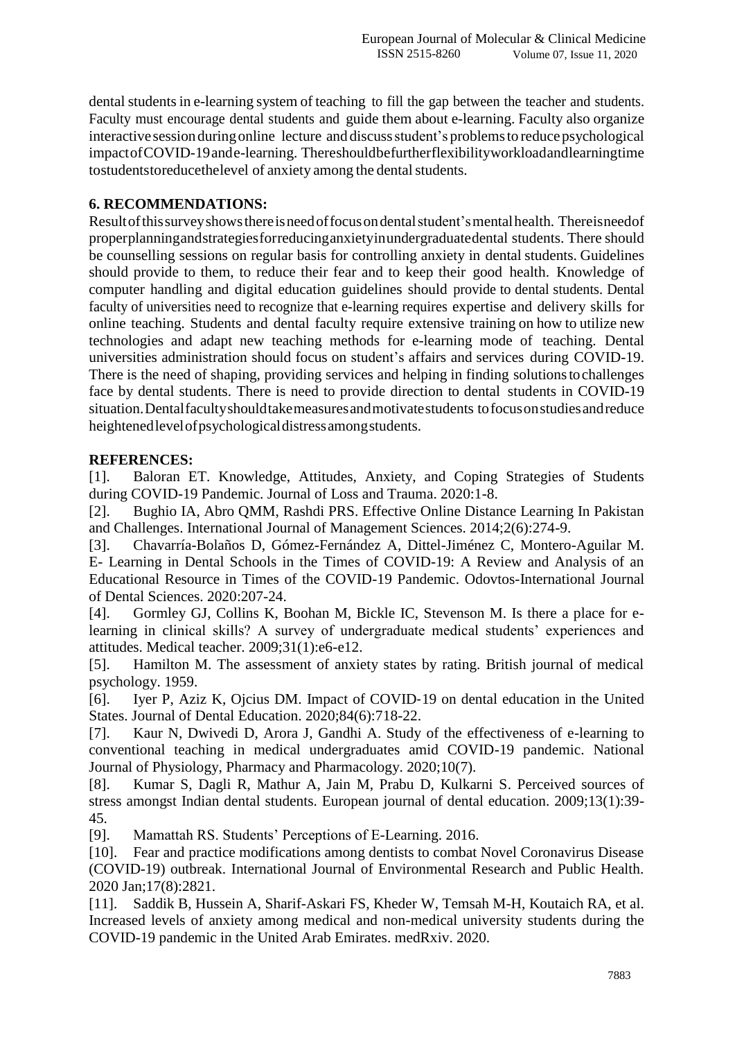dental students in e-learning system of teaching to fill the gap between the teacher and students. Faculty must encourage dental students and guide them about e-learning. Faculty also organize interactive session during online lecture and discuss student's problems to reduce psychological impact of COVID-19 and e-learning. There should be further flexibility workload and learning time to students to reduce the level of anxiety among the dental students.

## 6. RECOMMENDATIONS:

Result of this survey shows there is need of focus on dental student's mental health. There is need of proper planning and strategies for reducing anxiety in undergraduate dental students. There should be counselling sessions on regular basis for controlling anxiety in dental students. Guidelines should provide to them, to reduce their fear and to keep their good health. Knowledge of computer handling and digital education guidelines should provide to dental students. Dental faculty of universities need to recognize that e-learning requires expertise and delivery skills for online teaching. Students and dental faculty require extensive training on how to utilize new technologies and adapt new teaching methods for e-learning mode of teaching. Dental universities administration should focus on student's affairs and services during COVID-19. There is the need of shaping, providing services and helping in finding solutions to challenges face by dental students. There is need to provide direction to dental students in COVID-19 situation. Dental faculty should take measures and motivate students to focus on studies and reduce heightened level of psychological distress among students.

## REFERENCES:

[1]. Baloran ET. Knowledge, Attitudes, Anxiety, and Coping Strategies of Students during COVID-19 Pandemic. Journal of Loss and Trauma. 2020:1-8.

[2]. Bughio IA, Abro QMM, Rashdi PRS. Effective Online Distance Learning In Pakistan and Challenges. International Journal of Management Sciences. 2014;2(6):274-9.

[3]. Chavarría-Bolaños D, Gómez-Fernández A, Dittel-Jiménez C, Montero-Aguilar M. E- Learning in Dental Schools in the Times of COVID-19: A Review and Analysis of an Educational Resource in Times of the COVID-19 Pandemic. Odovtos-International Journal of Dental Sciences. 2020:207-24.

[4]. Gormley GJ, Collins K, Boohan M, Bickle IC, Stevenson M. Is there a place for e-learning in clinical skills? A survey of undergraduate medical students' experiences and attitudes. Medical teacher. 2009;31(1):e6-e12.

[5]. Hamilton M. The assessment of anxiety states by rating. British journal of medical psychology. 1959.

[6]. Iyer P, Aziz K, Ojcius DM. Impact of COVID‐19 on dental education in the United States. Journal of Dental Education. 2020;84(6):718-22.

[7]. Kaur N, Dwivedi D, Arora J, Gandhi A. Study of the effectiveness of e-learning to conventional teaching in medical undergraduates amid COVID-19 pandemic. National Journal of Physiology, Pharmacy and Pharmacology. 2020;10(7).

[8]. Kumar S, Dagli R, Mathur A, Jain M, Prabu D, Kulkarni S. Perceived sources of stress amongst Indian dental students. European journal of dental education. 2009;13(1):39-45.

[9]. Mamattah RS. Students' Perceptions of E-Learning. 2016.

[10]. Fear and practice modifications among dentists to combat Novel Coronavirus Disease (COVID-19) outbreak. International Journal of Environmental Research and Public Health. 2020 Jan;17(8):2821.

[11]. Saddik B, Hussein A, Sharif-Askari FS, Kheder W, Temsah M-H, Koutaich RA, et al. Increased levels of anxiety among medical and non-medical university students during the COVID-19 pandemic in the United Arab Emirates. medRxiv. 2020.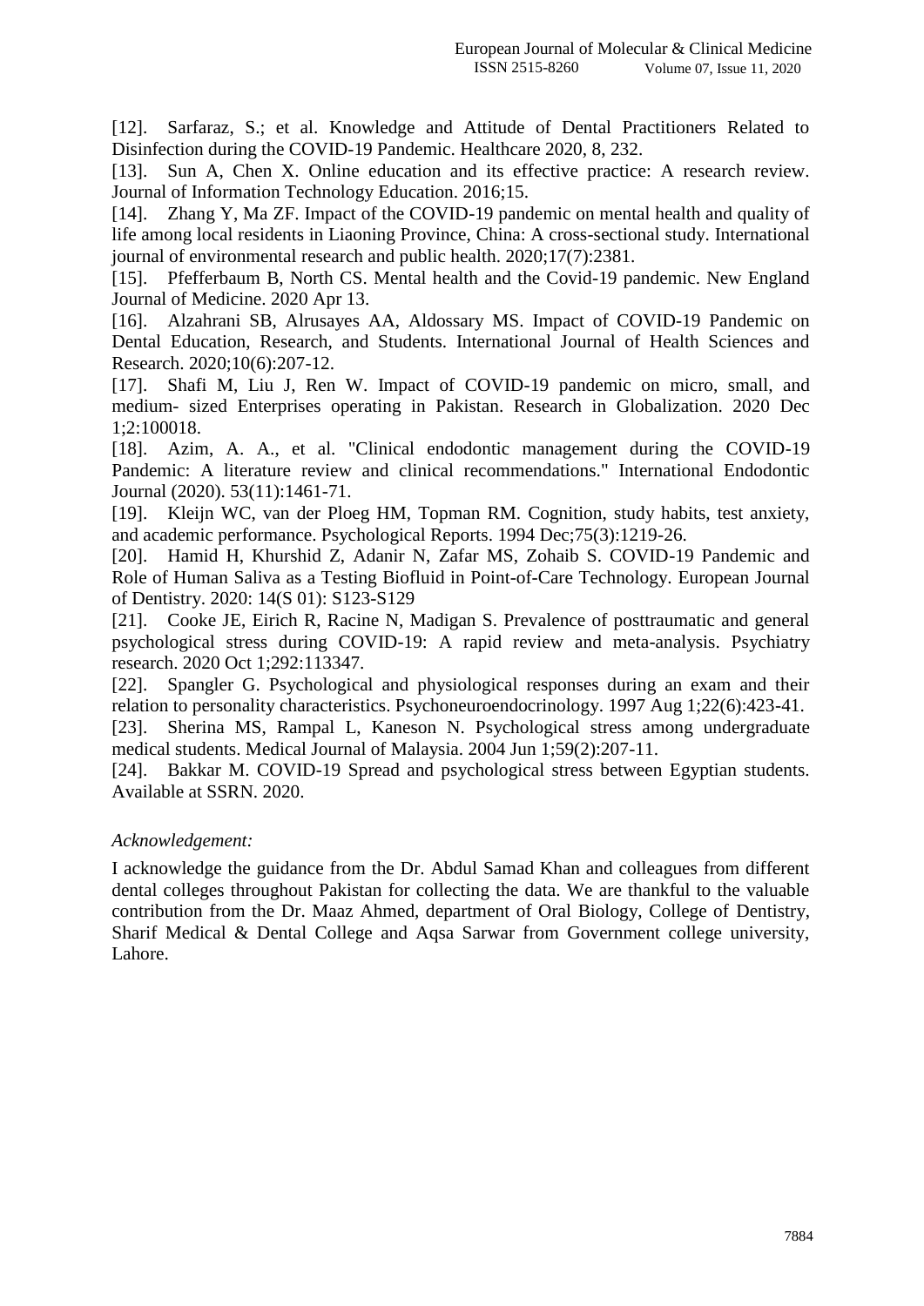[12]. Sarfaraz, S.; et al. Knowledge and Attitude of Dental Practitioners Related to Disinfection during the COVID-19 Pandemic. Healthcare 2020, 8, 232.

[13]. Sun A, Chen X. Online education and its effective practice: A research review. Journal of Information Technology Education. 2016;15.

[14]. Zhang Y, Ma ZF. Impact of the COVID-19 pandemic on mental health and quality of life among local residents in Liaoning Province, China: A cross-sectional study. International journal of environmental research and public health. 2020;17(7):2381.

[15]. Pfefferbaum B, North CS. Mental health and the Covid-19 pandemic. New England Journal of Medicine. 2020 Apr 13.

[16]. Alzahrani SB, Alrusayes AA, Aldossary MS. Impact of COVID-19 Pandemic on Dental Education, Research, and Students. International Journal of Health Sciences and Research. 2020;10(6):207-12.

[17]. Shafi M, Liu J, Ren W. Impact of COVID-19 pandemic on micro, small, and medium- sized Enterprises operating in Pakistan. Research in Globalization. 2020 Dec 1;2:100018.

[18]. Azim, A. A., et al. "Clinical endodontic management during the COVID-19 Pandemic: A literature review and clinical recommendations." International Endodontic Journal (2020). 53(11):1461-71.

[19]. Kleijn WC, van der Ploeg HM, Topman RM. Cognition, study habits, test anxiety, and academic performance. Psychological Reports. 1994 Dec;75(3):1219-26.

[20]. Hamid H, Khurshid Z, Adanir N, Zafar MS, Zohaib S. COVID-19 Pandemic and Role of Human Saliva as a Testing Biofluid in Point-of-Care Technology. European Journal of Dentistry. 2020: 14(S 01): S123-S129

[21]. Cooke JE, Eirich R, Racine N, Madigan S. Prevalence of posttraumatic and general psychological stress during COVID-19: A rapid review and meta-analysis. Psychiatry research. 2020 Oct 1;292:113347.

[22]. Spangler G. Psychological and physiological responses during an exam and their relation to personality characteristics. Psychoneuroendocrinology. 1997 Aug 1;22(6):423-41.

[23]. Sherina MS, Rampal L, Kaneson N. Psychological stress among undergraduate medical students. Medical Journal of Malaysia. 2004 Jun 1;59(2):207-11.

[24]. Bakkar M. COVID-19 Spread and psychological stress between Egyptian students. Available at SSRN. 2020.

*Acknowledgement:*

I acknowledge the guidance from the Dr. Abdul Samad Khan and colleagues from different dental colleges throughout Pakistan for collecting the data. We are thankful to the valuable contribution from the Dr. Maaz Ahmed, department of Oral Biology, College of Dentistry, Sharif Medical & Dental College and Aqsa Sarwar from Government college university, Lahore.